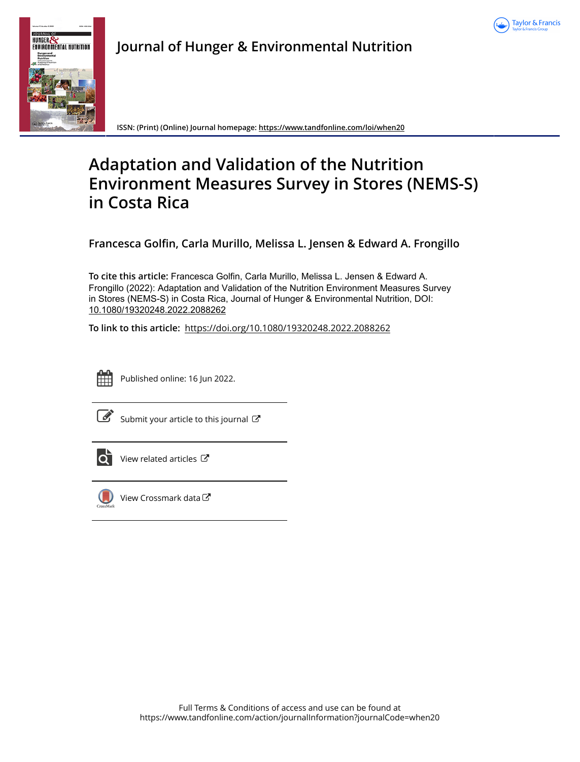Journal of Hunger & Environmental Nutrition

ISSN: (Print) (Online) Journal homepage: https://www.tandfonline.com/loi/when20

# Adaptation and Validation of the Nutrition Environment Measures Survey in Stores (NEMS-S) in Costa Rica

**Francesca Golfin, Carla Murillo, Melissa L. Jensen & Edward A. Frongillo**

**To cite this article:** Francesca Golfin, Carla Murillo, Melissa L. Jensen & Edward A. Frongillo (2022): Adaptation and Validation of the Nutrition Environment Measures Survey in Stores (NEMS-S) in Costa Rica, Journal of Hunger & Environmental Nutrition, DOI: 10.1080/19320248.2022.2088262

**To link to this article:** https://doi.org/10.1080/19320248.2022.2088262

Published online: 16 Jun 2022.

Submit your article to this journal

View related articles

View Crossmark data

Full Terms & Conditions of access and use can be found at https://www.tandfonline.com/action/journalInformation?journalCode=when20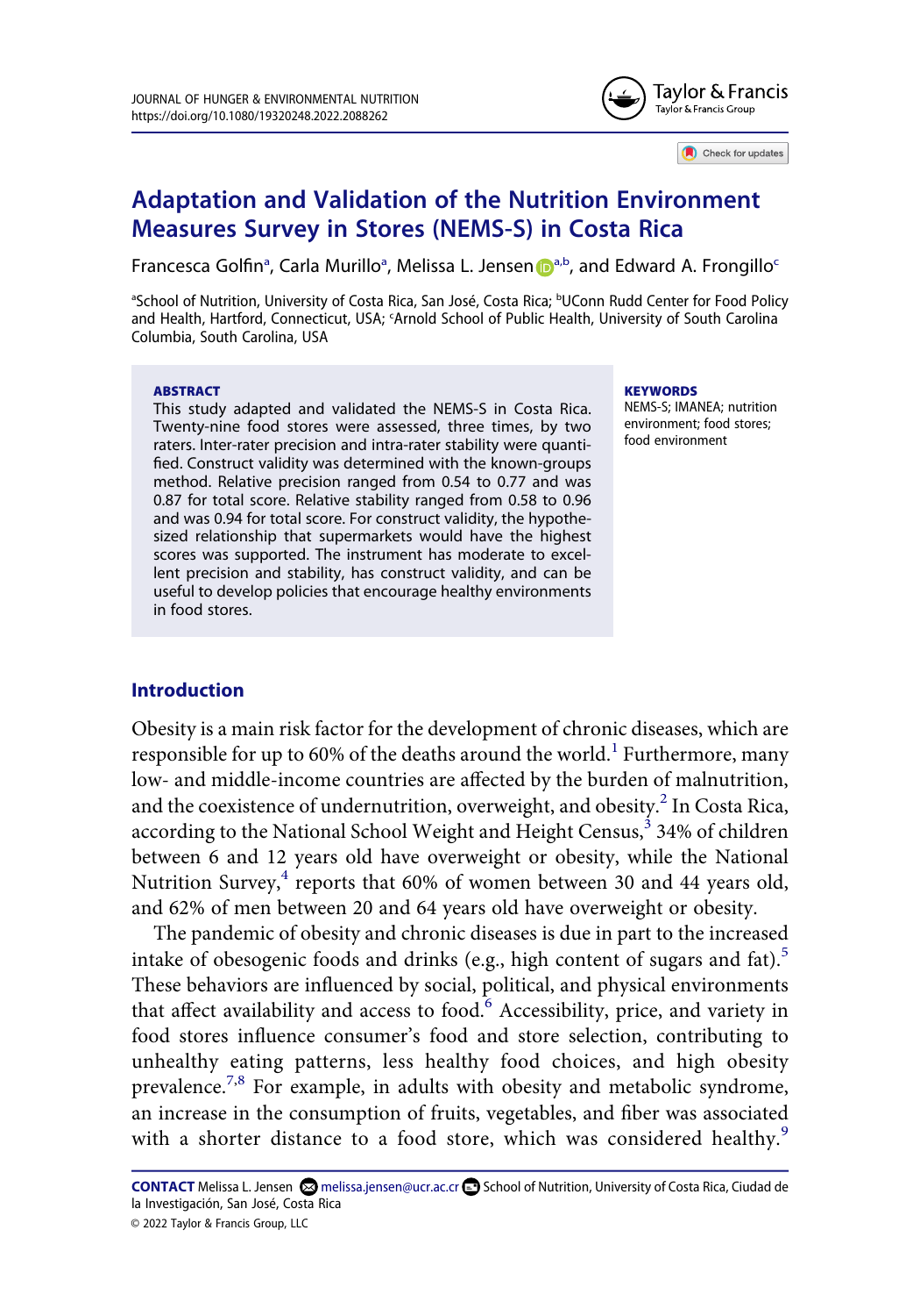# Adaptation and Validation of the Nutrition Environment Measures Survey in Stores (NEMS-S) in Costa Rica

Francesca Golfin[a], Carla Murillo[a], Melissa L. Jensen[a,b], and Edward A. Frongillo[c]

[a]School of Nutrition, University of Costa Rica, San José, Costa Rica; [b]UConn Rudd Center for Food Policy and Health, Hartford, Connecticut, USA; [c]Arnold School of Public Health, University of South Carolina Columbia, South Carolina, USA

### ABSTRACT

This study adapted and validated the NEMS-S in Costa Rica. Twenty-nine food stores were assessed, three times, by two raters. Inter-rater precision and intra-rater stability were quantified. Construct validity was determined with the known-groups method. Relative precision ranged from 0.54 to 0.77 and was 0.87 for total score. Relative stability ranged from 0.58 to 0.96 and was 0.94 for total score. For construct validity, the hypothesized relationship that supermarkets would have the highest scores was supported. The instrument has moderate to excellent precision and stability, has construct validity, and can be useful to develop policies that encourage healthy environments in food stores.

### KEYWORDS

NEMS-S; IMANEA; nutrition environment; food stores; food environment

## Introduction

Obesity is a main risk factor for the development of chronic diseases, which are responsible for up to 60% of the deaths around the world.[1] Furthermore, many low- and middle-income countries are affected by the burden of malnutrition, and the coexistence of undernutrition, overweight, and obesity.[2] In Costa Rica, according to the National School Weight and Height Census,[3] 34% of children between 6 and 12 years old have overweight or obesity, while the National Nutrition Survey,[4] reports that 60% of women between 30 and 44 years old, and 62% of men between 20 and 64 years old have overweight or obesity.

The pandemic of obesity and chronic diseases is due in part to the increased intake of obesogenic foods and drinks (e.g., high content of sugars and fat).[5] These behaviors are influenced by social, political, and physical environments that affect availability and access to food.[6] Accessibility, price, and variety in food stores influence consumer's food and store selection, contributing to unhealthy eating patterns, less healthy food choices, and high obesity prevalence.[7,8] For example, in adults with obesity and metabolic syndrome, an increase in the consumption of fruits, vegetables, and fiber was associated with a shorter distance to a food store, which was considered healthy.[9]

**CONTACT** Melissa L. Jensen melissa.jensen@ucr.ac.cr School of Nutrition, University of Costa Rica, Ciudad de la Investigación, San José, Costa Rica

© 2022 Taylor & Francis Group, LLC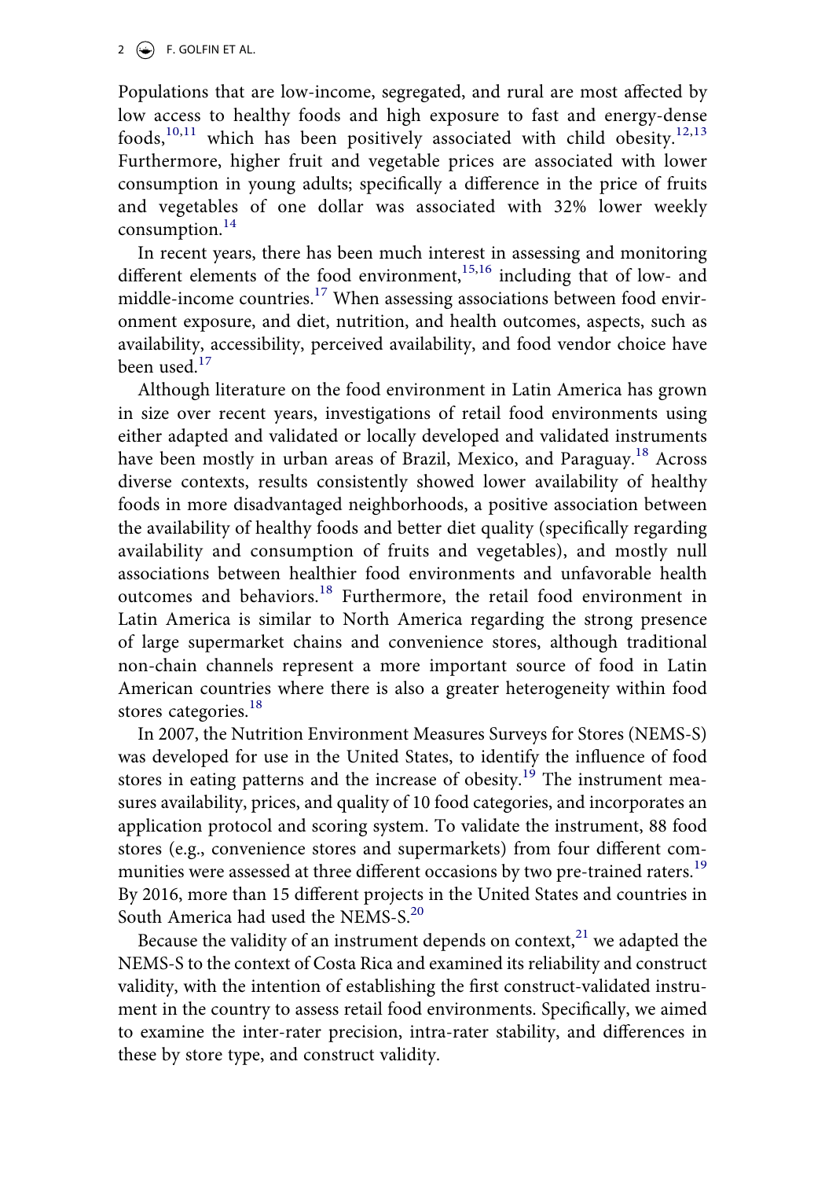Populations that are low-income, segregated, and rural are most affected by low access to healthy foods and high exposure to fast and energy-dense foods,[10,11] which has been positively associated with child obesity.[12,13] Furthermore, higher fruit and vegetable prices are associated with lower consumption in young adults; specifically a difference in the price of fruits and vegetables of one dollar was associated with 32% lower weekly consumption.[14]

In recent years, there has been much interest in assessing and monitoring different elements of the food environment,[15,16] including that of low- and middle-income countries.[17] When assessing associations between food environment exposure, and diet, nutrition, and health outcomes, aspects, such as availability, accessibility, perceived availability, and food vendor choice have been used.[17]

Although literature on the food environment in Latin America has grown in size over recent years, investigations of retail food environments using either adapted and validated or locally developed and validated instruments have been mostly in urban areas of Brazil, Mexico, and Paraguay.[18] Across diverse contexts, results consistently showed lower availability of healthy foods in more disadvantaged neighborhoods, a positive association between the availability of healthy foods and better diet quality (specifically regarding availability and consumption of fruits and vegetables), and mostly null associations between healthier food environments and unfavorable health outcomes and behaviors.[18] Furthermore, the retail food environment in Latin America is similar to North America regarding the strong presence of large supermarket chains and convenience stores, although traditional non-chain channels represent a more important source of food in Latin American countries where there is also a greater heterogeneity within food stores categories.[18]

In 2007, the Nutrition Environment Measures Surveys for Stores (NEMS-S) was developed for use in the United States, to identify the influence of food stores in eating patterns and the increase of obesity.[19] The instrument measures availability, prices, and quality of 10 food categories, and incorporates an application protocol and scoring system. To validate the instrument, 88 food stores (e.g., convenience stores and supermarkets) from four different communities were assessed at three different occasions by two pre-trained raters.[19] By 2016, more than 15 different projects in the United States and countries in South America had used the NEMS-S.[20]

Because the validity of an instrument depends on context,[21] we adapted the NEMS-S to the context of Costa Rica and examined its reliability and construct validity, with the intention of establishing the first construct-validated instrument in the country to assess retail food environments. Specifically, we aimed to examine the inter-rater precision, intra-rater stability, and differences in these by store type, and construct validity.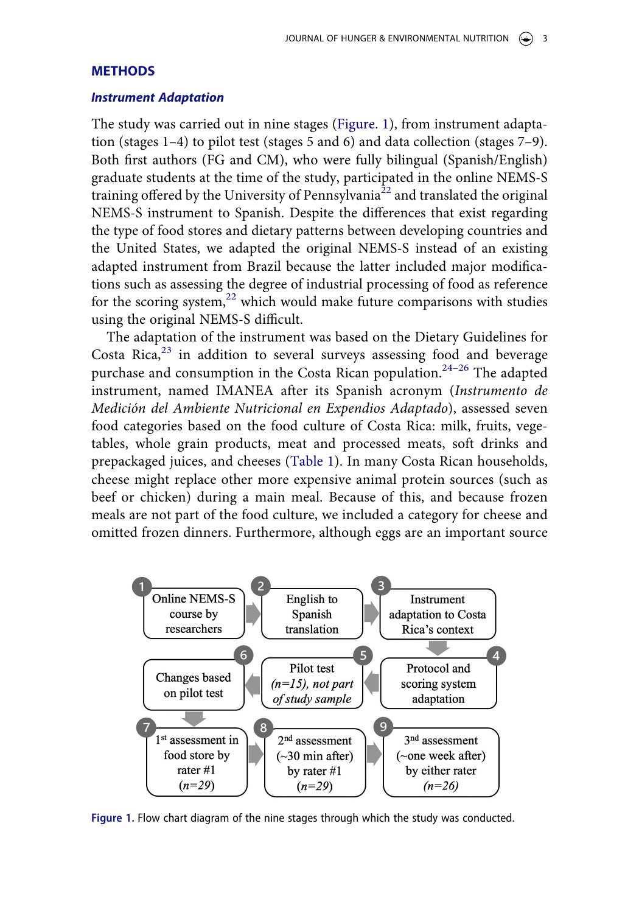## METHODS

### *Instrument Adaptation*

The study was carried out in nine stages (Figure. 1), from instrument adaptation (stages 1–4) to pilot test (stages 5 and 6) and data collection (stages 7–9). Both first authors (FG and CM), who were fully bilingual (Spanish/English) graduate students at the time of the study, participated in the online NEMS-S training offered by the University of Pennsylvania[22] and translated the original NEMS-S instrument to Spanish. Despite the differences that exist regarding the type of food stores and dietary patterns between developing countries and the United States, we adapted the original NEMS-S instead of an existing adapted instrument from Brazil because the latter included major modifications such as assessing the degree of industrial processing of food as reference for the scoring system,[22] which would make future comparisons with studies using the original NEMS-S difficult.

The adaptation of the instrument was based on the Dietary Guidelines for Costa Rica,[23] in addition to several surveys assessing food and beverage purchase and consumption in the Costa Rican population.[24–26] The adapted instrument, named IMANEA after its Spanish acronym (*Instrumento de Medición del Ambiente Nutricional en Expendios Adaptado*), assessed seven food categories based on the food culture of Costa Rica: milk, fruits, vegetables, whole grain products, meat and processed meats, soft drinks and prepackaged juices, and cheeses (Table 1). In many Costa Rican households, cheese might replace other more expensive animal protein sources (such as beef or chicken) during a main meal. Because of this, and because frozen meals are not part of the food culture, we included a category for cheese and omitted frozen dinners. Furthermore, although eggs are an important source

1. Online NEMS-S course by researchers
2. English to Spanish translation
3. Instrument adaptation to Costa Rica's context
4. Protocol and scoring system adaptation
5. Pilot test (*n=15*), *not part of study sample*
6. Changes based on pilot test
7. 1st assessment in food store by rater #1 (*n=29*)
8. 2nd assessment (~30 min after) by rater #1 (*n=29*)
9. 3rd assessment (~one week after) by either rater (*n=26*)

**Figure 1.** Flow chart diagram of the nine stages through which the study was conducted.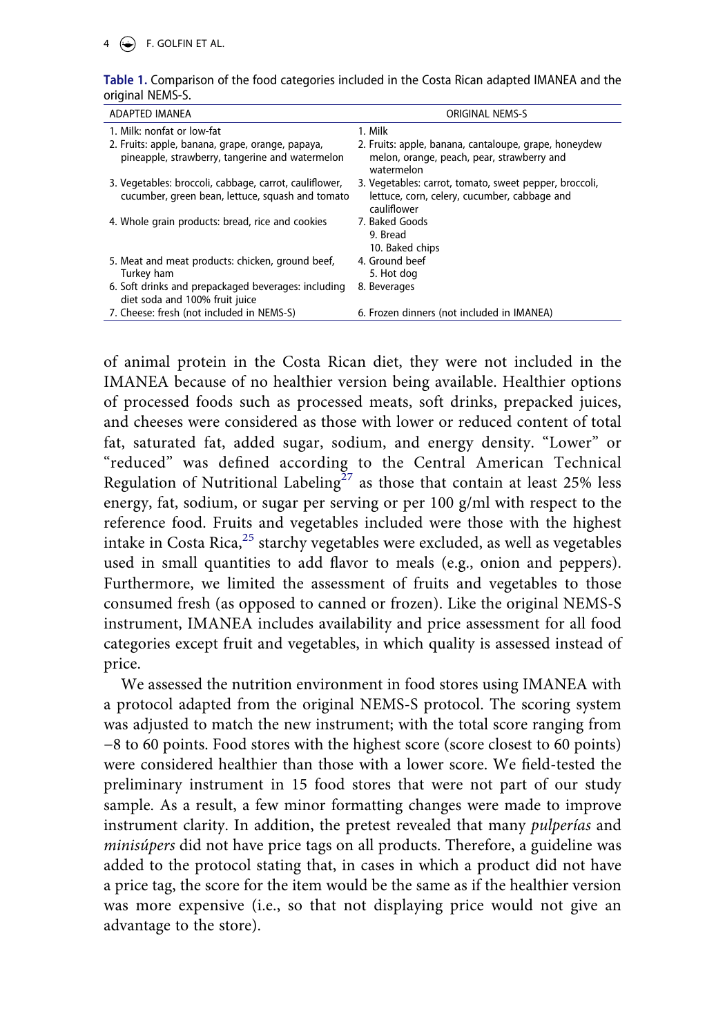**Table 1.** Comparison of the food categories included in the Costa Rican adapted IMANEA and the original NEMS-S.

| ADAPTED IMANEA | ORIGINAL NEMS-S |
|---|---|
| 1. Milk: nonfat or low-fat | 1. Milk |
| 2. Fruits: apple, banana, grape, orange, papaya, pineapple, strawberry, tangerine and watermelon | 2. Fruits: apple, banana, cantaloupe, grape, honeydew melon, orange, peach, pear, strawberry and watermelon |
| 3. Vegetables: broccoli, cabbage, carrot, cauliflower, cucumber, green bean, lettuce, squash and tomato | 3. Vegetables: carrot, tomato, sweet pepper, broccoli, lettuce, corn, celery, cucumber, cabbage and cauliflower |
| 4. Whole grain products: bread, rice and cookies | 7. Baked Goods<br>9. Bread<br>10. Baked chips |
| 5. Meat and meat products: chicken, ground beef, Turkey ham | 4. Ground beef<br>5. Hot dog |
| 6. Soft drinks and prepackaged beverages: including diet soda and 100% fruit juice | 8. Beverages |
| 7. Cheese: fresh (not included in NEMS-S) | 6. Frozen dinners (not included in IMANEA) |

of animal protein in the Costa Rican diet, they were not included in the IMANEA because of no healthier version being available. Healthier options of processed foods such as processed meats, soft drinks, prepacked juices, and cheeses were considered as those with lower or reduced content of total fat, saturated fat, added sugar, sodium, and energy density. "Lower" or "reduced" was defined according to the Central American Technical Regulation of Nutritional Labeling[27] as those that contain at least 25% less energy, fat, sodium, or sugar per serving or per 100 g/ml with respect to the reference food. Fruits and vegetables included were those with the highest intake in Costa Rica,[25] starchy vegetables were excluded, as well as vegetables used in small quantities to add flavor to meals (e.g., onion and peppers). Furthermore, we limited the assessment of fruits and vegetables to those consumed fresh (as opposed to canned or frozen). Like the original NEMS-S instrument, IMANEA includes availability and price assessment for all food categories except fruit and vegetables, in which quality is assessed instead of price.

We assessed the nutrition environment in food stores using IMANEA with a protocol adapted from the original NEMS-S protocol. The scoring system was adjusted to match the new instrument; with the total score ranging from −8 to 60 points. Food stores with the highest score (score closest to 60 points) were considered healthier than those with a lower score. We field-tested the preliminary instrument in 15 food stores that were not part of our study sample. As a result, a few minor formatting changes were made to improve instrument clarity. In addition, the pretest revealed that many *pulperías* and *minisúpers* did not have price tags on all products. Therefore, a guideline was added to the protocol stating that, in cases in which a product did not have a price tag, the score for the item would be the same as if the healthier version was more expensive (i.e., so that not displaying price would not give an advantage to the store).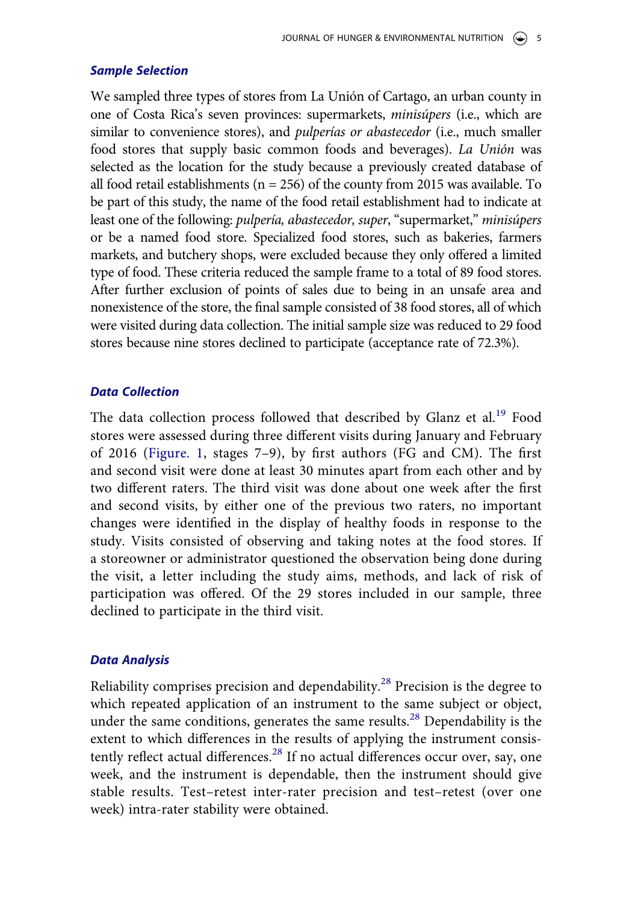### *Sample Selection*

We sampled three types of stores from La Unión of Cartago, an urban county in one of Costa Rica's seven provinces: supermarkets, *minisúpers* (i.e., which are similar to convenience stores), and *pulperías or abastecedor* (i.e., much smaller food stores that supply basic common foods and beverages). *La Unión* was selected as the location for the study because a previously created database of all food retail establishments (n = 256) of the county from 2015 was available. To be part of this study, the name of the food retail establishment had to indicate at least one of the following: *pulpería, abastecedor, super*, "supermarket," *minisúpers* or be a named food store. Specialized food stores, such as bakeries, farmers markets, and butchery shops, were excluded because they only offered a limited type of food. These criteria reduced the sample frame to a total of 89 food stores. After further exclusion of points of sales due to being in an unsafe area and nonexistence of the store, the final sample consisted of 38 food stores, all of which were visited during data collection. The initial sample size was reduced to 29 food stores because nine stores declined to participate (acceptance rate of 72.3%).

### *Data Collection*

The data collection process followed that described by Glanz et al.[19] Food stores were assessed during three different visits during January and February of 2016 (Figure. 1, stages 7–9), by first authors (FG and CM). The first and second visit were done at least 30 minutes apart from each other and by two different raters. The third visit was done about one week after the first and second visits, by either one of the previous two raters, no important changes were identified in the display of healthy foods in response to the study. Visits consisted of observing and taking notes at the food stores. If a storeowner or administrator questioned the observation being done during the visit, a letter including the study aims, methods, and lack of risk of participation was offered. Of the 29 stores included in our sample, three declined to participate in the third visit.

### *Data Analysis*

Reliability comprises precision and dependability.[28] Precision is the degree to which repeated application of an instrument to the same subject or object, under the same conditions, generates the same results.[28] Dependability is the extent to which differences in the results of applying the instrument consistently reflect actual differences.[28] If no actual differences occur over, say, one week, and the instrument is dependable, then the instrument should give stable results. Test–retest inter-rater precision and test–retest (over one week) intra-rater stability were obtained.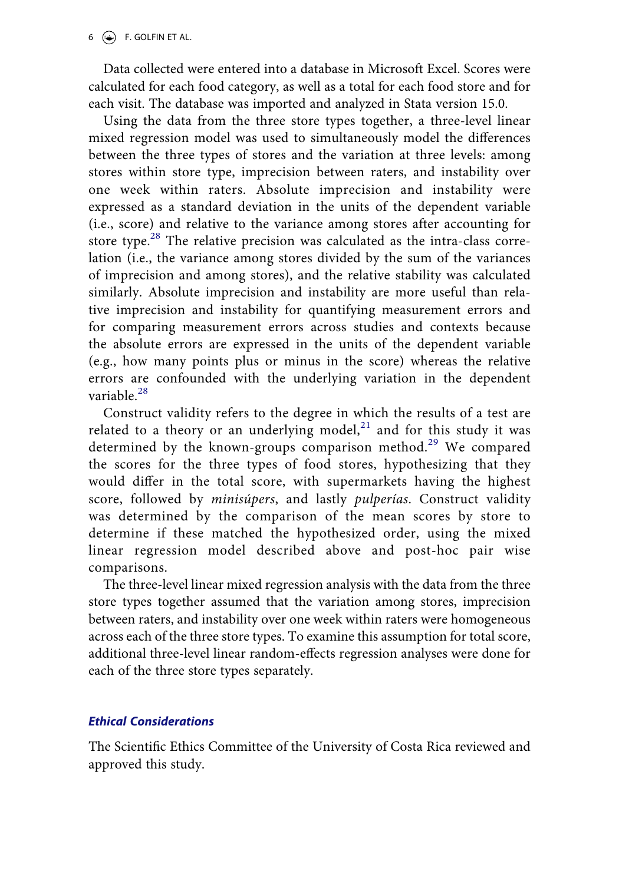Data collected were entered into a database in Microsoft Excel. Scores were calculated for each food category, as well as a total for each food store and for each visit. The database was imported and analyzed in Stata version 15.0.

Using the data from the three store types together, a three-level linear mixed regression model was used to simultaneously model the differences between the three types of stores and the variation at three levels: among stores within store type, imprecision between raters, and instability over one week within raters. Absolute imprecision and instability were expressed as a standard deviation in the units of the dependent variable (i.e., score) and relative to the variance among stores after accounting for store type.[28] The relative precision was calculated as the intra-class correlation (i.e., the variance among stores divided by the sum of the variances of imprecision and among stores), and the relative stability was calculated similarly. Absolute imprecision and instability are more useful than relative imprecision and instability for quantifying measurement errors and for comparing measurement errors across studies and contexts because the absolute errors are expressed in the units of the dependent variable (e.g., how many points plus or minus in the score) whereas the relative errors are confounded with the underlying variation in the dependent variable.[28]

Construct validity refers to the degree in which the results of a test are related to a theory or an underlying model,[21] and for this study it was determined by the known-groups comparison method.[29] We compared the scores for the three types of food stores, hypothesizing that they would differ in the total score, with supermarkets having the highest score, followed by *minisúpers*, and lastly *pulperías*. Construct validity was determined by the comparison of the mean scores by store to determine if these matched the hypothesized order, using the mixed linear regression model described above and post-hoc pair wise comparisons.

The three-level linear mixed regression analysis with the data from the three store types together assumed that the variation among stores, imprecision between raters, and instability over one week within raters were homogeneous across each of the three store types. To examine this assumption for total score, additional three-level linear random-effects regression analyses were done for each of the three store types separately.

### Ethical Considerations

The Scientific Ethics Committee of the University of Costa Rica reviewed and approved this study.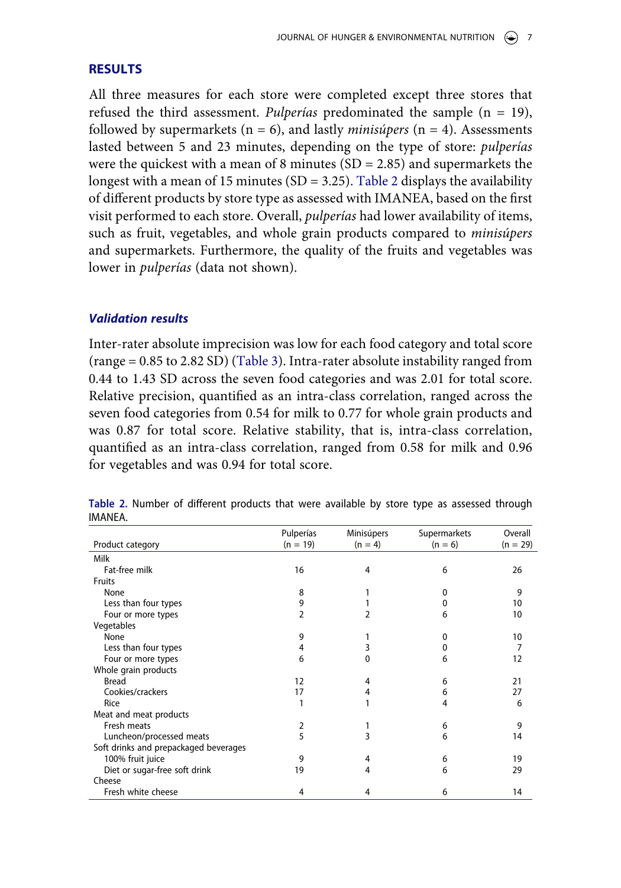## RESULTS

All three measures for each store were completed except three stores that refused the third assessment. *Pulperías* predominated the sample (n = 19), followed by supermarkets (n = 6), and lastly *minisúpers* (n = 4). Assessments lasted between 5 and 23 minutes, depending on the type of store: *pulperías* were the quickest with a mean of 8 minutes (SD = 2.85) and supermarkets the longest with a mean of 15 minutes (SD = 3.25). Table 2 displays the availability of different products by store type as assessed with IMANEA, based on the first visit performed to each store. Overall, *pulperías* had lower availability of items, such as fruit, vegetables, and whole grain products compared to *minisúpers* and supermarkets. Furthermore, the quality of the fruits and vegetables was lower in *pulperías* (data not shown).

### *Validation results*

Inter-rater absolute imprecision was low for each food category and total score (range = 0.85 to 2.82 SD) (Table 3). Intra-rater absolute instability ranged from 0.44 to 1.43 SD across the seven food categories and was 2.01 for total score. Relative precision, quantified as an intra-class correlation, ranged across the seven food categories from 0.54 for milk to 0.77 for whole grain products and was 0.87 for total score. Relative stability, that is, intra-class correlation, quantified as an intra-class correlation, ranged from 0.58 for milk and 0.96 for vegetables and was 0.94 for total score.

**Table 2.** Number of different products that were available by store type as assessed through IMANEA.

| Product category | Pulperías (n = 19) | Minisúpers (n = 4) | Supermarkets (n = 6) | Overall (n = 29) |
|---|---|---|---|---|
| Milk | | | | |
| Fat-free milk | 16 | 4 | 6 | 26 |
| Fruits | | | | |
| None | 8 | 1 | 0 | 9 |
| Less than four types | 9 | 1 | 0 | 10 |
| Four or more types | 2 | 2 | 6 | 10 |
| Vegetables | | | | |
| None | 9 | 1 | 0 | 10 |
| Less than four types | 4 | 3 | 0 | 7 |
| Four or more types | 6 | 0 | 6 | 12 |
| Whole grain products | | | | |
| Bread | 12 | 4 | 6 | 21 |
| Cookies/crackers | 17 | 4 | 6 | 27 |
| Rice | 1 | 1 | 4 | 6 |
| Meat and meat products | | | | |
| Fresh meats | 2 | 1 | 6 | 9 |
| Luncheon/processed meats | 5 | 3 | 6 | 14 |
| Soft drinks and prepackaged beverages | | | | |
| 100% fruit juice | 9 | 4 | 6 | 19 |
| Diet or sugar-free soft drink | 19 | 4 | 6 | 29 |
| Cheese | | | | |
| Fresh white cheese | 4 | 4 | 6 | 14 |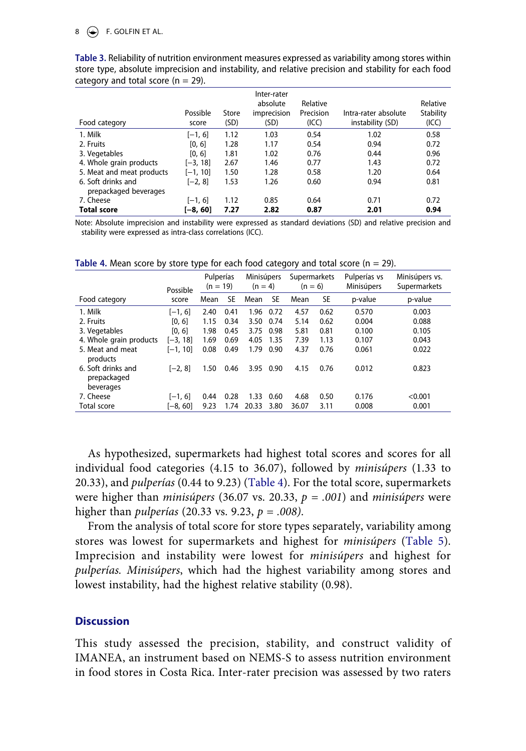**Table 3.** Reliability of nutrition environment measures expressed as variability among stores within store type, absolute imprecision and instability, and relative precision and stability for each food category and total score (n = 29).

| Food category | Possible score | Store (SD) | Inter-rater absolute imprecision (SD) | Relative Precision (ICC) | Intra-rater absolute instability (SD) | Relative Stability (ICC) |
|---|---|---|---|---|---|---|
| 1. Milk | [−1, 6] | 1.12 | 1.03 | 0.54 | 1.02 | 0.58 |
| 2. Fruits | [0, 6] | 1.28 | 1.17 | 0.54 | 0.94 | 0.72 |
| 3. Vegetables | [0, 6] | 1.81 | 1.02 | 0.76 | 0.44 | 0.96 |
| 4. Whole grain products | [−3, 18] | 2.67 | 1.46 | 0.77 | 1.43 | 0.72 |
| 5. Meat and meat products | [−1, 10] | 1.50 | 1.28 | 0.58 | 1.20 | 0.64 |
| 6. Soft drinks and prepackaged beverages | [−2, 8] | 1.53 | 1.26 | 0.60 | 0.94 | 0.81 |
| 7. Cheese | [−1, 6] | 1.12 | 0.85 | 0.64 | 0.71 | 0.72 |
| **Total score** | **[−8, 60]** | **7.27** | **2.82** | **0.87** | **2.01** | **0.94** |

Note: Absolute imprecision and instability were expressed as standard deviations (SD) and relative precision and stability were expressed as intra-class correlations (ICC).

**Table 4.** Mean score by store type for each food category and total score (n = 29).

| Food category | Possible score | Pulperías (n = 19) | | Minisúpers (n = 4) | | Supermarkets (n = 6) | | Pulperías vs Minisúpers | Minisúpers vs. Supermarkets |
|---|---|---|---|---|---|---|---|---|---|
| | | Mean | SE | Mean | SE | Mean | SE | p-value | p-value |
| 1. Milk | [−1, 6] | 2.40 | 0.41 | 1.96 | 0.72 | 4.57 | 0.62 | 0.570 | 0.003 |
| 2. Fruits | [0, 6] | 1.15 | 0.34 | 3.50 | 0.74 | 5.14 | 0.62 | 0.004 | 0.088 |
| 3. Vegetables | [0, 6] | 1.98 | 0.45 | 3.75 | 0.98 | 5.81 | 0.81 | 0.100 | 0.105 |
| 4. Whole grain products | [−3, 18] | 1.69 | 0.69 | 4.05 | 1.35 | 7.39 | 1.13 | 0.107 | 0.043 |
| 5. Meat and meat products | [−1, 10] | 0.08 | 0.49 | 1.79 | 0.90 | 4.37 | 0.76 | 0.061 | 0.022 |
| 6. Soft drinks and prepackaged beverages | [−2, 8] | 1.50 | 0.46 | 3.95 | 0.90 | 4.15 | 0.76 | 0.012 | 0.823 |
| 7. Cheese | [−1, 6] | 0.44 | 0.28 | 1.33 | 0.60 | 4.68 | 0.50 | 0.176 | <0.001 |
| Total score | [−8, 60] | 9.23 | 1.74 | 20.33 | 3.80 | 36.07 | 3.11 | 0.008 | 0.001 |

As hypothesized, supermarkets had highest total scores and scores for all individual food categories (4.15 to 36.07), followed by *minisúpers* (1.33 to 20.33), and *pulperías* (0.44 to 9.23) (Table 4). For the total score, supermarkets were higher than *minisúpers* (36.07 vs. 20.33, $p = .001$) and *minisúpers* were higher than *pulperías* (20.33 vs. 9.23, $p = .008$).

From the analysis of total score for store types separately, variability among stores was lowest for supermarkets and highest for *minisúpers* (Table 5). Imprecision and instability were lowest for *minisúpers* and highest for *pulperías*. *Minisúpers*, which had the highest variability among stores and lowest instability, had the highest relative stability (0.98).

## Discussion

This study assessed the precision, stability, and construct validity of IMANEA, an instrument based on NEMS-S to assess nutrition environment in food stores in Costa Rica. Inter-rater precision was assessed by two raters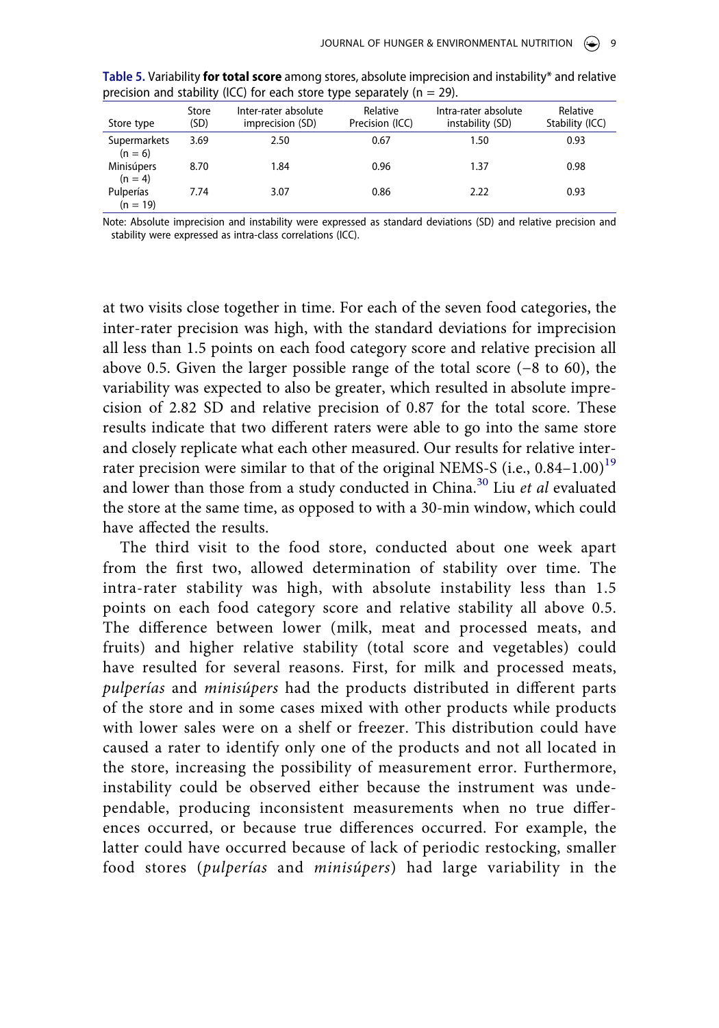**Table 5.** Variability **for total score** among stores, absolute imprecision and instability* and relative precision and stability (ICC) for each store type separately (n = 29).

| Store type | Store (SD) | Inter-rater absolute imprecision (SD) | Relative Precision (ICC) | Intra-rater absolute instability (SD) | Relative Stability (ICC) |
|---|---|---|---|---|---|
| Supermarkets (n = 6) | 3.69 | 2.50 | 0.67 | 1.50 | 0.93 |
| Minisúpers (n = 4) | 8.70 | 1.84 | 0.96 | 1.37 | 0.98 |
| Pulperías (n = 19) | 7.74 | 3.07 | 0.86 | 2.22 | 0.93 |

Note: Absolute imprecision and instability were expressed as standard deviations (SD) and relative precision and stability were expressed as intra-class correlations (ICC).

at two visits close together in time. For each of the seven food categories, the inter-rater precision was high, with the standard deviations for imprecision all less than 1.5 points on each food category score and relative precision all above 0.5. Given the larger possible range of the total score (−8 to 60), the variability was expected to also be greater, which resulted in absolute imprecision of 2.82 SD and relative precision of 0.87 for the total score. These results indicate that two different raters were able to go into the same store and closely replicate what each other measured. Our results for relative inter-rater precision were similar to that of the original NEMS-S (i.e., 0.84–1.00)[19] and lower than those from a study conducted in China.[30] Liu *et al* evaluated the store at the same time, as opposed to with a 30-min window, which could have affected the results.

The third visit to the food store, conducted about one week apart from the first two, allowed determination of stability over time. The intra-rater stability was high, with absolute instability less than 1.5 points on each food category score and relative stability all above 0.5. The difference between lower (milk, meat and processed meats, and fruits) and higher relative stability (total score and vegetables) could have resulted for several reasons. First, for milk and processed meats, *pulperías* and *minisúpers* had the products distributed in different parts of the store and in some cases mixed with other products while products with lower sales were on a shelf or freezer. This distribution could have caused a rater to identify only one of the products and not all located in the store, increasing the possibility of measurement error. Furthermore, instability could be observed either because the instrument was undependable, producing inconsistent measurements when no true differences occurred, or because true differences occurred. For example, the latter could have occurred because of lack of periodic restocking, smaller food stores (*pulperías* and *minisúpers*) had large variability in the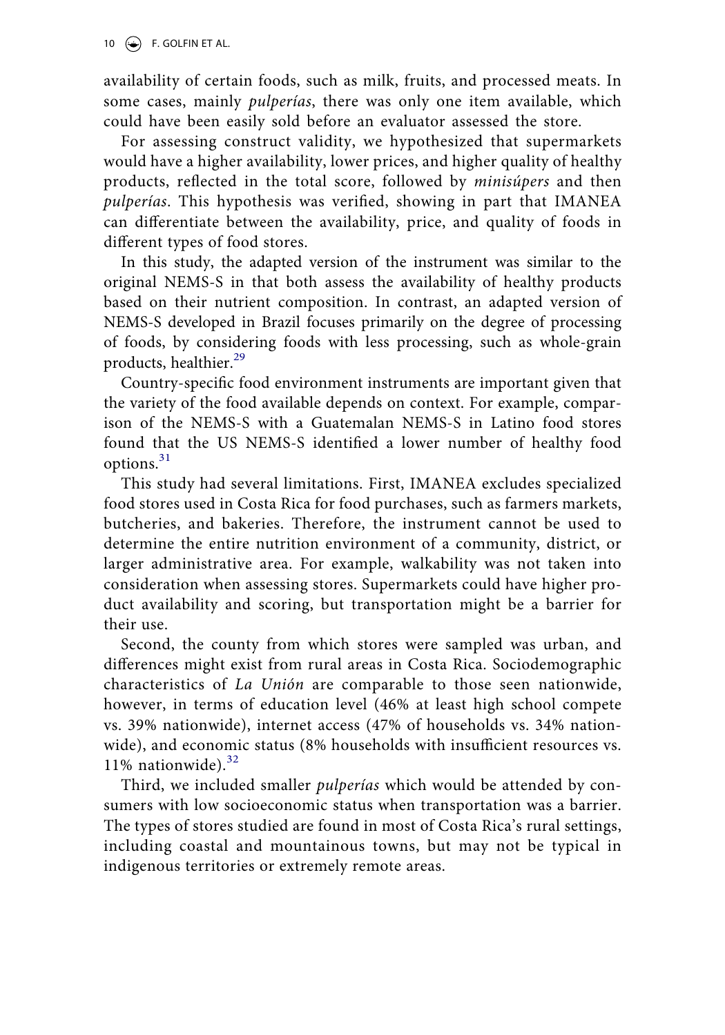availability of certain foods, such as milk, fruits, and processed meats. In some cases, mainly *pulperías*, there was only one item available, which could have been easily sold before an evaluator assessed the store.

For assessing construct validity, we hypothesized that supermarkets would have a higher availability, lower prices, and higher quality of healthy products, reflected in the total score, followed by *minisúpers* and then *pulperías*. This hypothesis was verified, showing in part that IMANEA can differentiate between the availability, price, and quality of foods in different types of food stores.

In this study, the adapted version of the instrument was similar to the original NEMS-S in that both assess the availability of healthy products based on their nutrient composition. In contrast, an adapted version of NEMS-S developed in Brazil focuses primarily on the degree of processing of foods, by considering foods with less processing, such as whole-grain products, healthier.[29]

Country-specific food environment instruments are important given that the variety of the food available depends on context. For example, comparison of the NEMS-S with a Guatemalan NEMS-S in Latino food stores found that the US NEMS-S identified a lower number of healthy food options.[31]

This study had several limitations. First, IMANEA excludes specialized food stores used in Costa Rica for food purchases, such as farmers markets, butcheries, and bakeries. Therefore, the instrument cannot be used to determine the entire nutrition environment of a community, district, or larger administrative area. For example, walkability was not taken into consideration when assessing stores. Supermarkets could have higher product availability and scoring, but transportation might be a barrier for their use.

Second, the county from which stores were sampled was urban, and differences might exist from rural areas in Costa Rica. Sociodemographic characteristics of *La Unión* are comparable to those seen nationwide, however, in terms of education level (46% at least high school compete vs. 39% nationwide), internet access (47% of households vs. 34% nationwide), and economic status (8% households with insufficient resources vs. 11% nationwide).[32]

Third, we included smaller *pulperías* which would be attended by consumers with low socioeconomic status when transportation was a barrier. The types of stores studied are found in most of Costa Rica's rural settings, including coastal and mountainous towns, but may not be typical in indigenous territories or extremely remote areas.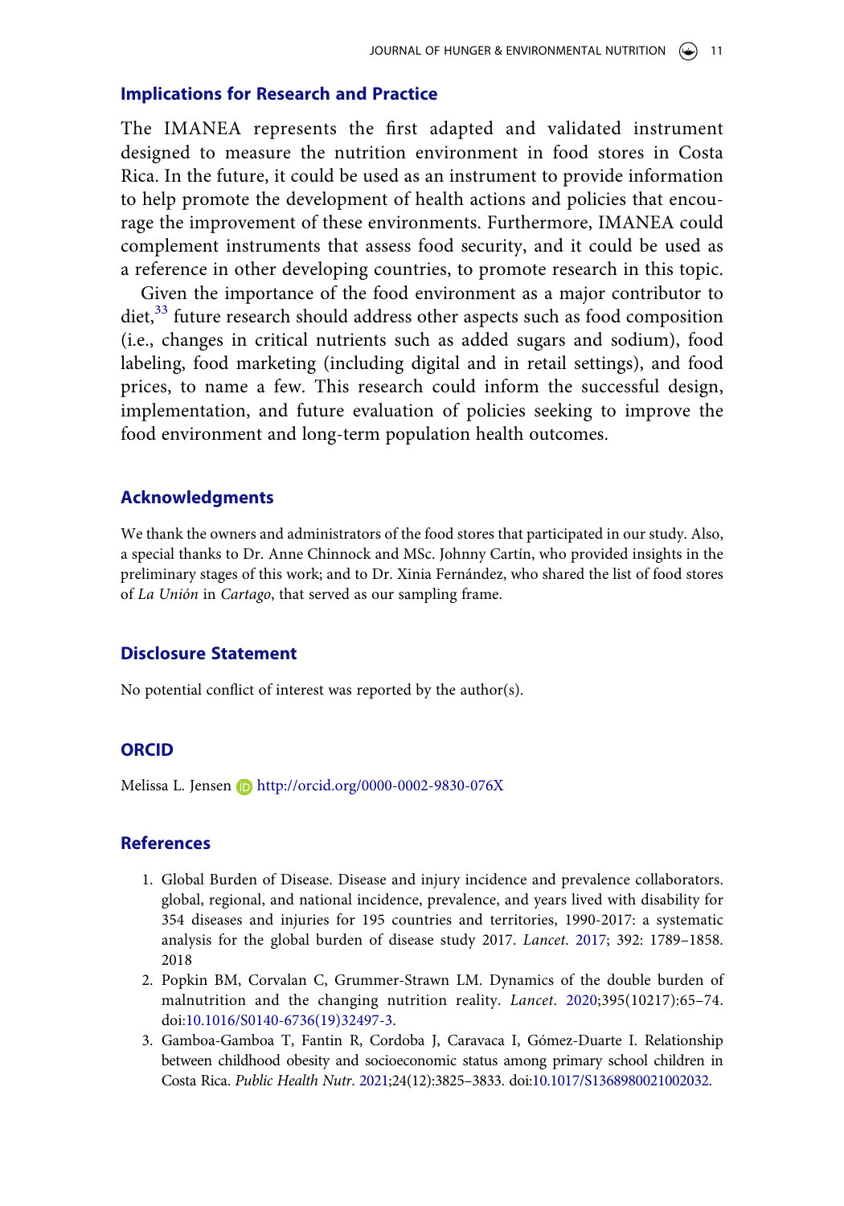## Implications for Research and Practice

The IMANEA represents the first adapted and validated instrument designed to measure the nutrition environment in food stores in Costa Rica. In the future, it could be used as an instrument to provide information to help promote the development of health actions and policies that encourage the improvement of these environments. Furthermore, IMANEA could complement instruments that assess food security, and it could be used as a reference in other developing countries, to promote research in this topic.

Given the importance of the food environment as a major contributor to diet,[33] future research should address other aspects such as food composition (i.e., changes in critical nutrients such as added sugars and sodium), food labeling, food marketing (including digital and in retail settings), and food prices, to name a few. This research could inform the successful design, implementation, and future evaluation of policies seeking to improve the food environment and long-term population health outcomes.

## Acknowledgments

We thank the owners and administrators of the food stores that participated in our study. Also, a special thanks to Dr. Anne Chinnock and MSc. Johnny Cartín, who provided insights in the preliminary stages of this work; and to Dr. Xinia Fernández, who shared the list of food stores of *La Unión* in *Cartago*, that served as our sampling frame.

## Disclosure Statement

No potential conflict of interest was reported by the author(s).

## ORCID

Melissa L. Jensen http://orcid.org/0000-0002-9830-076X

## References

1. Global Burden of Disease. Disease and injury incidence and prevalence collaborators. global, regional, and national incidence, prevalence, and years lived with disability for 354 diseases and injuries for 195 countries and territories, 1990-2017: a systematic analysis for the global burden of disease study 2017. *Lancet*. 2017; 392: 1789–1858. 2018
2. Popkin BM, Corvalan C, Grummer-Strawn LM. Dynamics of the double burden of malnutrition and the changing nutrition reality. *Lancet*. 2020;395(10217):65–74. doi:10.1016/S0140-6736(19)32497-3.
3. Gamboa-Gamboa T, Fantin R, Cordoba J, Caravaca I, Gómez-Duarte I. Relationship between childhood obesity and socioeconomic status among primary school children in Costa Rica. *Public Health Nutr*. 2021;24(12):3825–3833. doi:10.1017/S1368980021002032.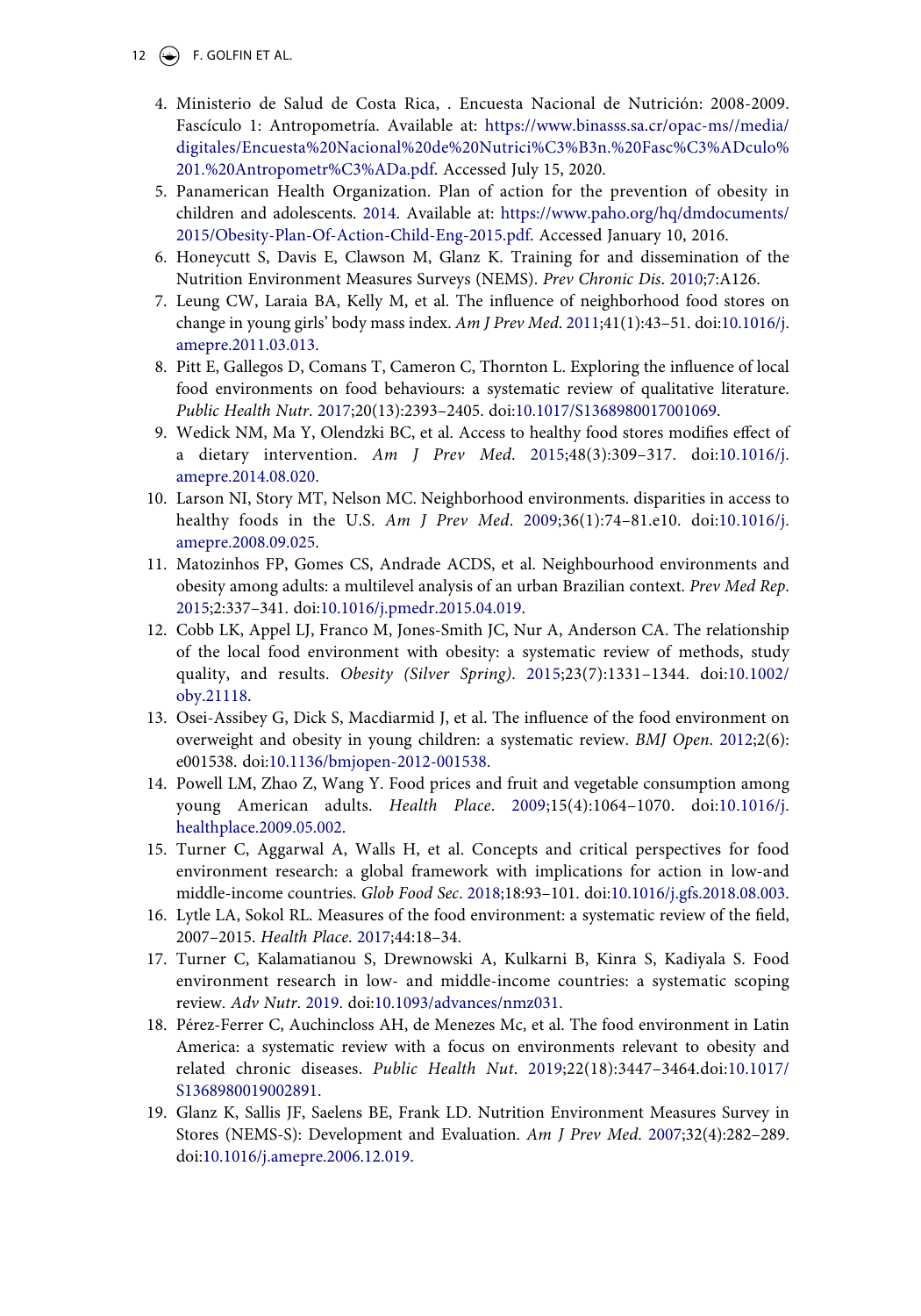4. Ministerio de Salud de Costa Rica, . Encuesta Nacional de Nutrición: 2008-2009. Fascículo 1: Antropometría. Available at: https://www.binasss.sa.cr/opac-ms//media/digitales/Encuesta%20Nacional%20de%20Nutrici%C3%B3n.%20Fasc%C3%ADculo%201.%20Antropometr%C3%ADa.pdf. Accessed July 15, 2020.
5. Panamerican Health Organization. Plan of action for the prevention of obesity in children and adolescents. 2014. Available at: https://www.paho.org/hq/dmdocuments/2015/Obesity-Plan-Of-Action-Child-Eng-2015.pdf. Accessed January 10, 2016.
6. Honeycutt S, Davis E, Clawson M, Glanz K. Training for and dissemination of the Nutrition Environment Measures Surveys (NEMS). *Prev Chronic Dis*. 2010;7:A126.
7. Leung CW, Laraia BA, Kelly M, et al. The influence of neighborhood food stores on change in young girls' body mass index. *Am J Prev Med*. 2011;41(1):43–51. doi:10.1016/j.amepre.2011.03.013.
8. Pitt E, Gallegos D, Comans T, Cameron C, Thornton L. Exploring the influence of local food environments on food behaviours: a systematic review of qualitative literature. *Public Health Nutr*. 2017;20(13):2393–2405. doi:10.1017/S1368980017001069.
9. Wedick NM, Ma Y, Olendzki BC, et al. Access to healthy food stores modifies effect of a dietary intervention. *Am J Prev Med*. 2015;48(3):309–317. doi:10.1016/j.amepre.2014.08.020.
10. Larson NI, Story MT, Nelson MC. Neighborhood environments. disparities in access to healthy foods in the U.S. *Am J Prev Med*. 2009;36(1):74–81.e10. doi:10.1016/j.amepre.2008.09.025.
11. Matozinhos FP, Gomes CS, Andrade ACDS, et al. Neighbourhood environments and obesity among adults: a multilevel analysis of an urban Brazilian context. *Prev Med Rep*. 2015;2:337–341. doi:10.1016/j.pmedr.2015.04.019.
12. Cobb LK, Appel LJ, Franco M, Jones-Smith JC, Nur A, Anderson CA. The relationship of the local food environment with obesity: a systematic review of methods, study quality, and results. *Obesity (Silver Spring)*. 2015;23(7):1331–1344. doi:10.1002/oby.21118.
13. Osei-Assibey G, Dick S, Macdiarmid J, et al. The influence of the food environment on overweight and obesity in young children: a systematic review. *BMJ Open*. 2012;2(6):e001538. doi:10.1136/bmjopen-2012-001538.
14. Powell LM, Zhao Z, Wang Y. Food prices and fruit and vegetable consumption among young American adults. *Health Place*. 2009;15(4):1064–1070. doi:10.1016/j.healthplace.2009.05.002.
15. Turner C, Aggarwal A, Walls H, et al. Concepts and critical perspectives for food environment research: a global framework with implications for action in low-and middle-income countries. *Glob Food Sec*. 2018;18:93–101. doi:10.1016/j.gfs.2018.08.003.
16. Lytle LA, Sokol RL. Measures of the food environment: a systematic review of the field, 2007–2015. *Health Place*. 2017;44:18–34.
17. Turner C, Kalamatianou S, Drewnowski A, Kulkarni B, Kinra S, Kadiyala S. Food environment research in low- and middle-income countries: a systematic scoping review. *Adv Nutr*. 2019. doi:10.1093/advances/nmz031.
18. Pérez-Ferrer C, Auchincloss AH, de Menezes Mc, et al. The food environment in Latin America: a systematic review with a focus on environments relevant to obesity and related chronic diseases. *Public Health Nut*. 2019;22(18):3447–3464.doi:10.1017/S1368980019002891.
19. Glanz K, Sallis JF, Saelens BE, Frank LD. Nutrition Environment Measures Survey in Stores (NEMS-S): Development and Evaluation. *Am J Prev Med*. 2007;32(4):282–289. doi:10.1016/j.amepre.2006.12.019.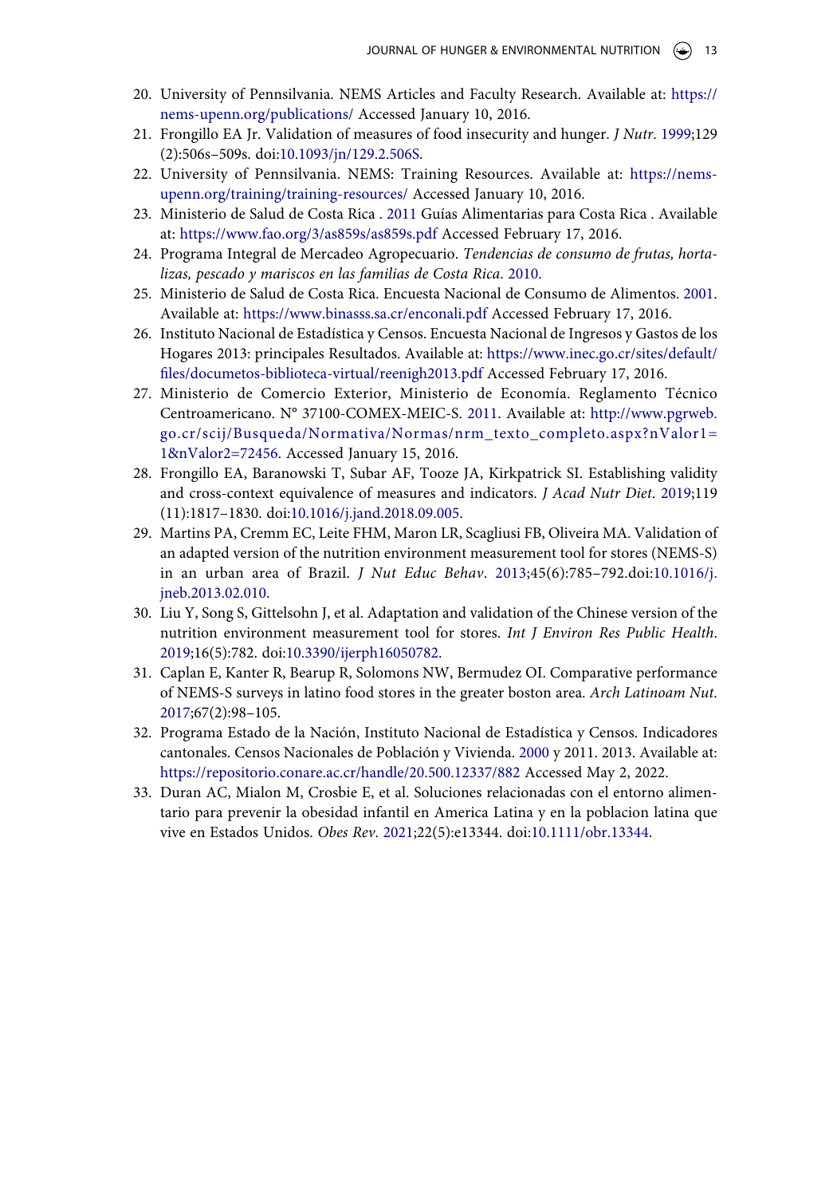20. University of Pennsilvania. NEMS Articles and Faculty Research. Available at: https://nems-upenn.org/publications/ Accessed January 10, 2016.
21. Frongillo EA Jr. Validation of measures of food insecurity and hunger. *J Nutr*. 1999;129 (2):506s–509s. doi:10.1093/jn/129.2.506S.
22. University of Pennsilvania. NEMS: Training Resources. Available at: https://nems-upenn.org/training/training-resources/ Accessed January 10, 2016.
23. Ministerio de Salud de Costa Rica . 2011 Guías Alimentarias para Costa Rica . Available at: https://www.fao.org/3/as859s/as859s.pdf Accessed February 17, 2016.
24. Programa Integral de Mercadeo Agropecuario. *Tendencias de consumo de frutas, hortalizas, pescado y mariscos en las familias de Costa Rica*. 2010.
25. Ministerio de Salud de Costa Rica. Encuesta Nacional de Consumo de Alimentos. 2001. Available at: https://www.binasss.sa.cr/enconali.pdf Accessed February 17, 2016.
26. Instituto Nacional de Estadística y Censos. Encuesta Nacional de Ingresos y Gastos de los Hogares 2013: principales Resultados. Available at: https://www.inec.go.cr/sites/default/files/documetos-biblioteca-virtual/reenigh2013.pdf Accessed February 17, 2016.
27. Ministerio de Comercio Exterior, Ministerio de Economía. Reglamento Técnico Centroamericano. N° 37100-COMEX-MEIC-S. 2011. Available at: http://www.pgrweb.go.cr/scij/Busqueda/Normativa/Normas/nrm_texto_completo.aspx?nValor1=1&nValor2=72456. Accessed January 15, 2016.
28. Frongillo EA, Baranowski T, Subar AF, Tooze JA, Kirkpatrick SI. Establishing validity and cross-context equivalence of measures and indicators. *J Acad Nutr Diet*. 2019;119 (11):1817–1830. doi:10.1016/j.jand.2018.09.005.
29. Martins PA, Cremm EC, Leite FHM, Maron LR, Scagliusi FB, Oliveira MA. Validation of an adapted version of the nutrition environment measurement tool for stores (NEMS-S) in an urban area of Brazil. *J Nut Educ Behav*. 2013;45(6):785–792.doi:10.1016/j.jneb.2013.02.010.
30. Liu Y, Song S, Gittelsohn J, et al. Adaptation and validation of the Chinese version of the nutrition environment measurement tool for stores. *Int J Environ Res Public Health*. 2019;16(5):782. doi:10.3390/ijerph16050782.
31. Caplan E, Kanter R, Bearup R, Solomons NW, Bermudez OI. Comparative performance of NEMS-S surveys in latino food stores in the greater boston area. *Arch Latinoam Nut*. 2017;67(2):98–105.
32. Programa Estado de la Nación, Instituto Nacional de Estadística y Censos. Indicadores cantonales. Censos Nacionales de Población y Vivienda. 2000 y 2011. 2013. Available at: https://repositorio.conare.ac.cr/handle/20.500.12337/882 Accessed May 2, 2022.
33. Duran AC, Mialon M, Crosbie E, et al. Soluciones relacionadas con el entorno alimentario para prevenir la obesidad infantil en America Latina y en la poblacion latina que vive en Estados Unidos. *Obes Rev*. 2021;22(5):e13344. doi:10.1111/obr.13344.